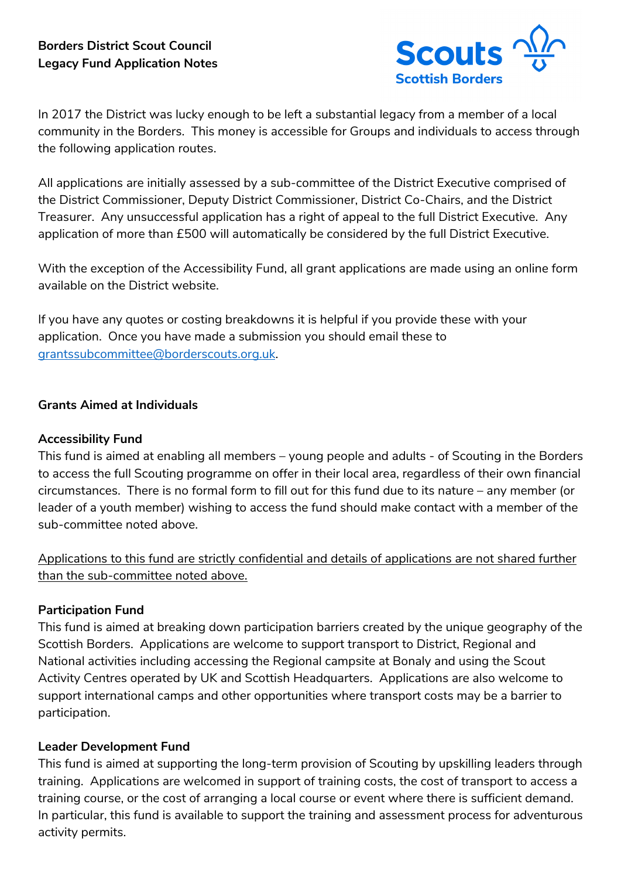**Borders District Scout Council**
**Legacy Fund Application Notes**

Scouts
Scottish Borders

In 2017 the District was lucky enough to be left a substantial legacy from a member of a local community in the Borders. This money is accessible for Groups and individuals to access through the following application routes.

All applications are initially assessed by a sub-committee of the District Executive comprised of the District Commissioner, Deputy District Commissioner, District Co-Chairs, and the District Treasurer. Any unsuccessful application has a right of appeal to the full District Executive. Any application of more than £500 will automatically be considered by the full District Executive.

With the exception of the Accessibility Fund, all grant applications are made using an online form available on the District website.

If you have any quotes or costing breakdowns it is helpful if you provide these with your application. Once you have made a submission you should email these to [grantssubcommittee@borderscouts.org.uk](mailto:grantssubcommittee@borderscouts.org.uk).

## Grants Aimed at Individuals

### Accessibility Fund

This fund is aimed at enabling all members – young people and adults - of Scouting in the Borders to access the full Scouting programme on offer in their local area, regardless of their own financial circumstances. There is no formal form to fill out for this fund due to its nature – any member (or leader of a youth member) wishing to access the fund should make contact with a member of the sub-committee noted above.

<u>Applications to this fund are strictly confidential and details of applications are not shared further than the sub-committee noted above.</u>

### Participation Fund

This fund is aimed at breaking down participation barriers created by the unique geography of the Scottish Borders. Applications are welcome to support transport to District, Regional and National activities including accessing the Regional campsite at Bonaly and using the Scout Activity Centres operated by UK and Scottish Headquarters. Applications are also welcome to support international camps and other opportunities where transport costs may be a barrier to participation.

### Leader Development Fund

This fund is aimed at supporting the long-term provision of Scouting by upskilling leaders through training. Applications are welcomed in support of training costs, the cost of transport to access a training course, or the cost of arranging a local course or event where there is sufficient demand. In particular, this fund is available to support the training and assessment process for adventurous activity permits.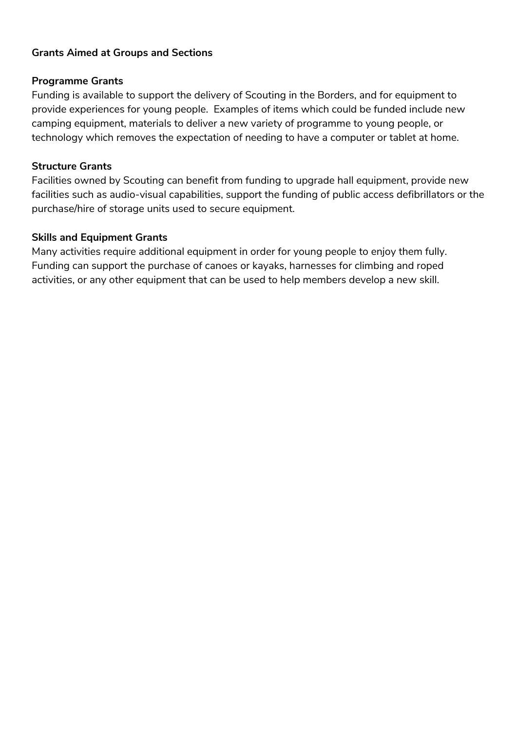## Grants Aimed at Groups and Sections

### Programme Grants

Funding is available to support the delivery of Scouting in the Borders, and for equipment to provide experiences for young people. Examples of items which could be funded include new camping equipment, materials to deliver a new variety of programme to young people, or technology which removes the expectation of needing to have a computer or tablet at home.

### Structure Grants

Facilities owned by Scouting can benefit from funding to upgrade hall equipment, provide new facilities such as audio-visual capabilities, support the funding of public access defibrillators or the purchase/hire of storage units used to secure equipment.

### Skills and Equipment Grants

Many activities require additional equipment in order for young people to enjoy them fully. Funding can support the purchase of canoes or kayaks, harnesses for climbing and roped activities, or any other equipment that can be used to help members develop a new skill.